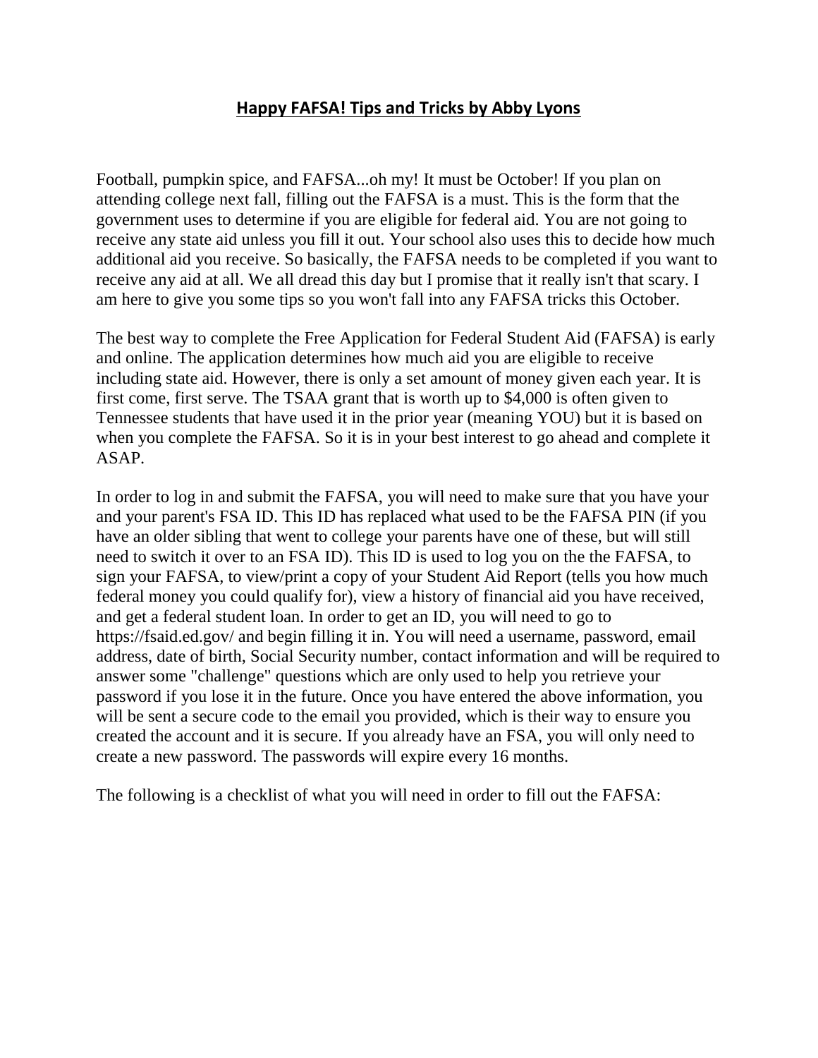# **Happy FAFSA! Tips and Tricks by Abby Lyons**

Football, pumpkin spice, and FAFSA...oh my! It must be October! If you plan on attending college next fall, filling out the FAFSA is a must. This is the form that the government uses to determine if you are eligible for federal aid. You are not going to receive any state aid unless you fill it out. Your school also uses this to decide how much additional aid you receive. So basically, the FAFSA needs to be completed if you want to receive any aid at all. We all dread this day but I promise that it really isn't that scary. I am here to give you some tips so you won't fall into any FAFSA tricks this October.

The best way to complete the Free Application for Federal Student Aid (FAFSA) is early and online. The application determines how much aid you are eligible to receive including state aid. However, there is only a set amount of money given each year. It is first come, first serve. The TSAA grant that is worth up to $4,000 is often given to Tennessee students that have used it in the prior year (meaning YOU) but it is based on when you complete the FAFSA. So it is in your best interest to go ahead and complete it ASAP.

In order to log in and submit the FAFSA, you will need to make sure that you have your and your parent's FSA ID. This ID has replaced what used to be the FAFSA PIN (if you have an older sibling that went to college your parents have one of these, but will still need to switch it over to an FSA ID). This ID is used to log you on the the FAFSA, to sign your FAFSA, to view/print a copy of your Student Aid Report (tells you how much federal money you could qualify for), view a history of financial aid you have received, and get a federal student loan. In order to get an ID, you will need to go to https://fsaid.ed.gov/ and begin filling it in. You will need a username, password, email address, date of birth, Social Security number, contact information and will be required to answer some "challenge" questions which are only used to help you retrieve your password if you lose it in the future. Once you have entered the above information, you will be sent a secure code to the email you provided, which is their way to ensure you created the account and it is secure. If you already have an FSA, you will only need to create a new password. The passwords will expire every 16 months.

The following is a checklist of what you will need in order to fill out the FAFSA: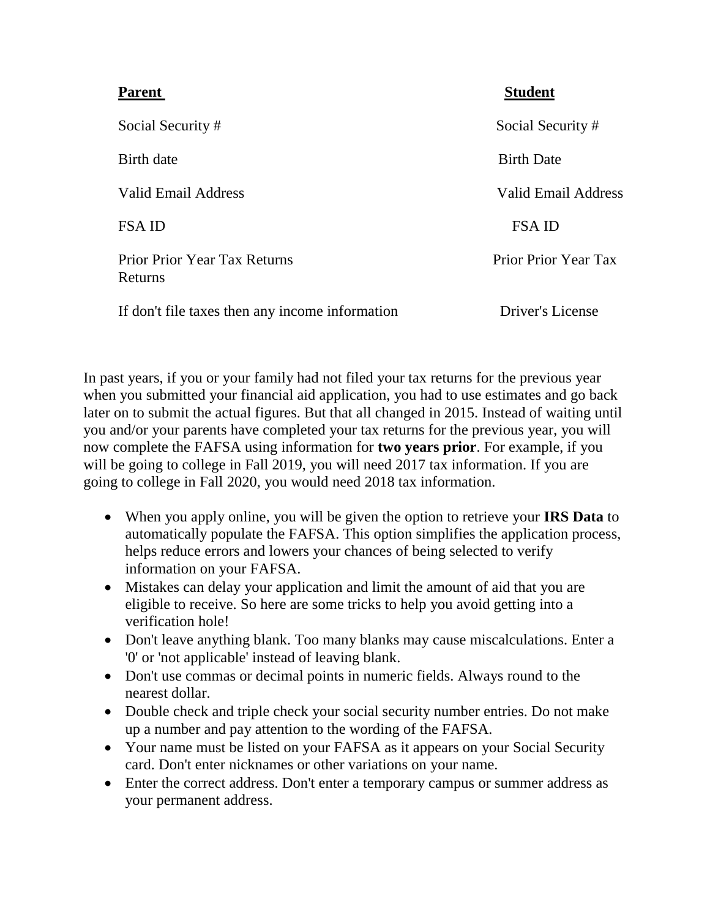| **Parent** | **Student** |
|---|---|
| Social Security # | Social Security # |
| Birth date | Birth Date |
| Valid Email Address | Valid Email Address |
| FSA ID | FSA ID |
| Prior Prior Year Tax Returns Returns | Prior Prior Year Tax |
| If don't file taxes then any income information | Driver's License |

In past years, if you or your family had not filed your tax returns for the previous year when you submitted your financial aid application, you had to use estimates and go back later on to submit the actual figures. But that all changed in 2015. Instead of waiting until you and/or your parents have completed your tax returns for the previous year, you will now complete the FAFSA using information for **two years prior**. For example, if you will be going to college in Fall 2019, you will need 2017 tax information. If you are going to college in Fall 2020, you would need 2018 tax information.

- When you apply online, you will be given the option to retrieve your **IRS Data** to automatically populate the FAFSA. This option simplifies the application process, helps reduce errors and lowers your chances of being selected to verify information on your FAFSA.
- Mistakes can delay your application and limit the amount of aid that you are eligible to receive. So here are some tricks to help you avoid getting into a verification hole!
- Don't leave anything blank. Too many blanks may cause miscalculations. Enter a '0' or 'not applicable' instead of leaving blank.
- Don't use commas or decimal points in numeric fields. Always round to the nearest dollar.
- Double check and triple check your social security number entries. Do not make up a number and pay attention to the wording of the FAFSA.
- Your name must be listed on your FAFSA as it appears on your Social Security card. Don't enter nicknames or other variations on your name.
- Enter the correct address. Don't enter a temporary campus or summer address as your permanent address.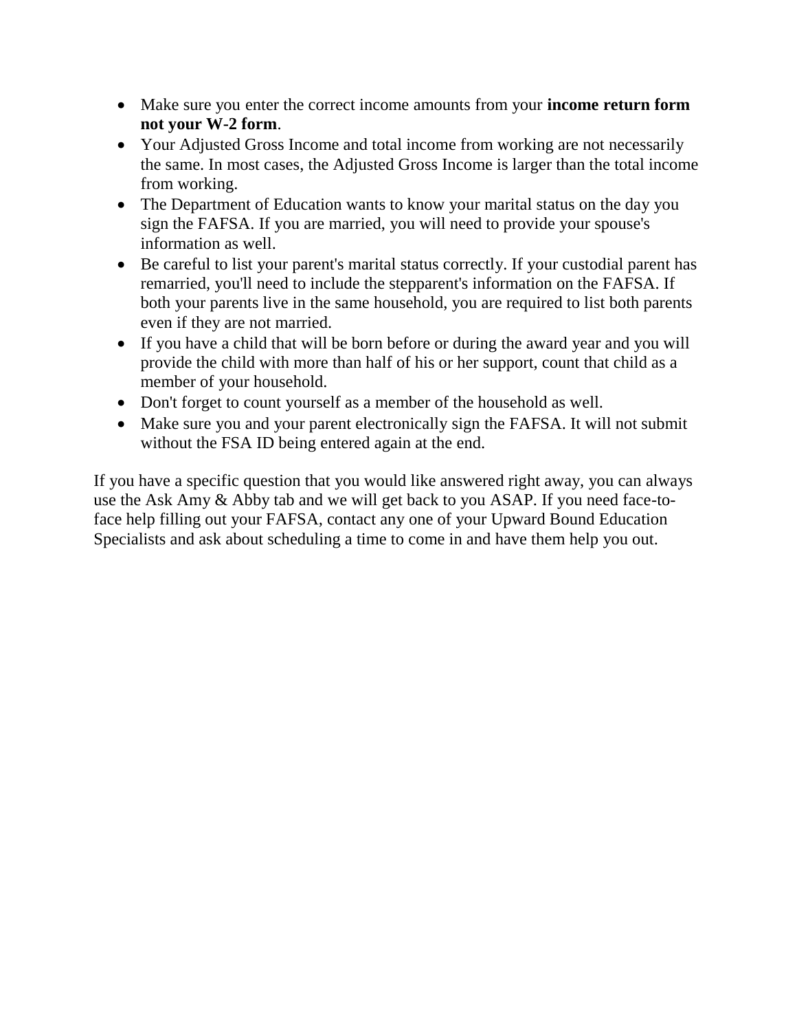- Make sure you enter the correct income amounts from your **income return form not your W-2 form**.
- Your Adjusted Gross Income and total income from working are not necessarily the same. In most cases, the Adjusted Gross Income is larger than the total income from working.
- The Department of Education wants to know your marital status on the day you sign the FAFSA. If you are married, you will need to provide your spouse's information as well.
- Be careful to list your parent's marital status correctly. If your custodial parent has remarried, you'll need to include the stepparent's information on the FAFSA. If both your parents live in the same household, you are required to list both parents even if they are not married.
- If you have a child that will be born before or during the award year and you will provide the child with more than half of his or her support, count that child as a member of your household.
- Don't forget to count yourself as a member of the household as well.
- Make sure you and your parent electronically sign the FAFSA. It will not submit without the FSA ID being entered again at the end.

If you have a specific question that you would like answered right away, you can always use the Ask Amy & Abby tab and we will get back to you ASAP. If you need face-to-face help filling out your FAFSA, contact any one of your Upward Bound Education Specialists and ask about scheduling a time to come in and have them help you out.